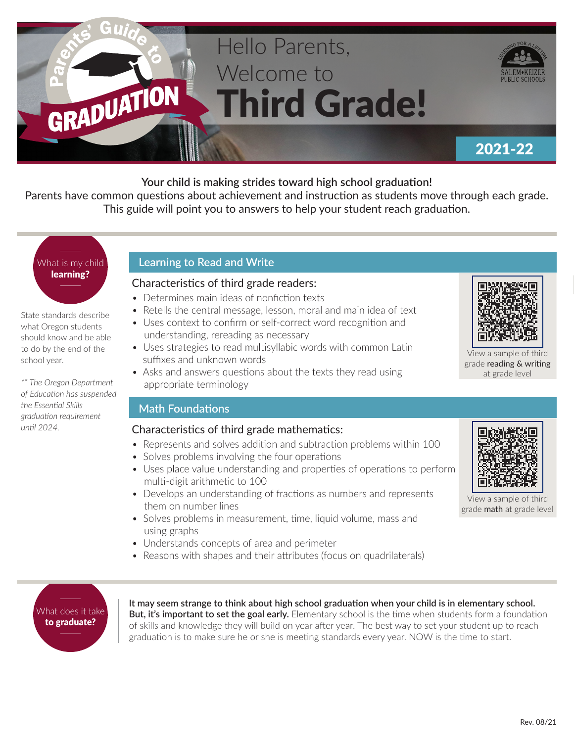# Parents' Guide to GRADUATION

Hello Parents,
Welcome to
# Third Grade!

SALEM•KEIZER PUBLIC SCHOOLS — LEARNING FOR A LIFETIME

**2021-22**

**Your child is making strides toward high school graduation!**
Parents have common questions about achievement and instruction as students move through each grade. This guide will point you to answers to help your student reach graduation.

## What is my child **learning?**

State standards describe what Oregon students should know and be able to do by the end of the school year.

*** The Oregon Department of Education has suspended the Essential Skills graduation requirement until 2024.*

### Learning to Read and Write

Characteristics of third grade readers:

- Determines main ideas of nonfiction texts
- Retells the central message, lesson, moral and main idea of text
- Uses context to confirm or self-correct word recognition and understanding, rereading as necessary
- Uses strategies to read multisyllabic words with common Latin suffixes and unknown words
- Asks and answers questions about the texts they read using appropriate terminology

View a sample of third grade **reading & writing** at grade level

### Math Foundations

Characteristics of third grade mathematics:

- Represents and solves addition and subtraction problems within 100
- Solves problems involving the four operations
- Uses place value understanding and properties of operations to perform multi-digit arithmetic to 100
- Develops an understanding of fractions as numbers and represents them on number lines
- Solves problems in measurement, time, liquid volume, mass and using graphs
- Understands concepts of area and perimeter
- Reasons with shapes and their attributes (focus on quadrilaterals)

View a sample of third grade **math** at grade level

## What does it take **to graduate?**

**It may seem strange to think about high school graduation when your child is in elementary school. But, it's important to set the goal early.** Elementary school is the time when students form a foundation of skills and knowledge they will build on year after year. The best way to set your student up to reach graduation is to make sure he or she is meeting standards every year. NOW is the time to start.

Rev. 08/21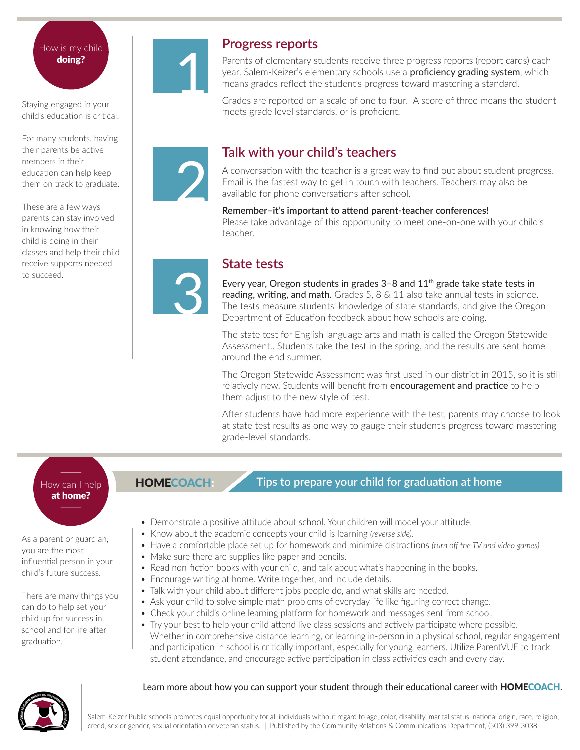## How is my child **doing?**

Staying engaged in your child's education is critical.

For many students, having their parents be active members in their education can help keep them on track to graduate.

These are a few ways parents can stay involved in knowing how their child is doing in their classes and help their child receive supports needed to succeed.

### 1 Progress reports

Parents of elementary students receive three progress reports (report cards) each year. Salem-Keizer's elementary schools use a proficiency grading system, which means grades reflect the student's progress toward mastering a standard.

Grades are reported on a scale of one to four. A score of three means the student meets grade level standards, or is proficient.

### 2 Talk with your child's teachers

A conversation with the teacher is a great way to find out about student progress. Email is the fastest way to get in touch with teachers. Teachers may also be available for phone conversations after school.

**Remember–it's important to attend parent-teacher conferences!**
Please take advantage of this opportunity to meet one-on-one with your child's teacher.

### 3 State tests

Every year, Oregon students in grades 3–8 and 11th grade take state tests in reading, writing, and math. Grades 5, 8 & 11 also take annual tests in science. The tests measure students' knowledge of state standards, and give the Oregon Department of Education feedback about how schools are doing.

The state test for English language arts and math is called the Oregon Statewide Assessment.. Students take the test in the spring, and the results are sent home around the end summer.

The Oregon Statewide Assessment was first used in our district in 2015, so it is still relatively new. Students will benefit from encouragement and practice to help them adjust to the new style of test.

After students have had more experience with the test, parents may choose to look at state test results as one way to gauge their student's progress toward mastering grade-level standards.

## How can I help **at home?**

As a parent or guardian, you are the most influential person in your child's future success.

There are many things you can do to help set your child up for success in school and for life after graduation.

### HOMECOACH: Tips to prepare your child for graduation at home

- Demonstrate a positive attitude about school. Your children will model your attitude.
- Know about the academic concepts your child is learning *(reverse side).*
- Have a comfortable place set up for homework and minimize distractions *(turn off the TV and video games).*
- Make sure there are supplies like paper and pencils.
- Read non-fiction books with your child, and talk about what's happening in the books.
- Encourage writing at home. Write together, and include details.
- Talk with your child about different jobs people do, and what skills are needed.
- Ask your child to solve simple math problems of everyday life like figuring correct change.
- Check your child's online learning platform for homework and messages sent from school.
- Try your best to help your child attend live class sessions and actively participate where possible. Whether in comprehensive distance learning, or learning in-person in a physical school, regular engagement and participation in school is critically important, especially for young learners. Utilize ParentVUE to track student attendance, and encourage active participation in class activities each and every day.

Learn more about how you can support your student through their educational career with **HOMECOACH**.

Salem-Keizer Public schools promotes equal opportunity for all individuals without regard to age, color, disability, marital status, national origin, race, religion, creed, sex or gender, sexual orientation or veteran status. | Published by the Community Relations & Communications Department, (503) 399-3038.